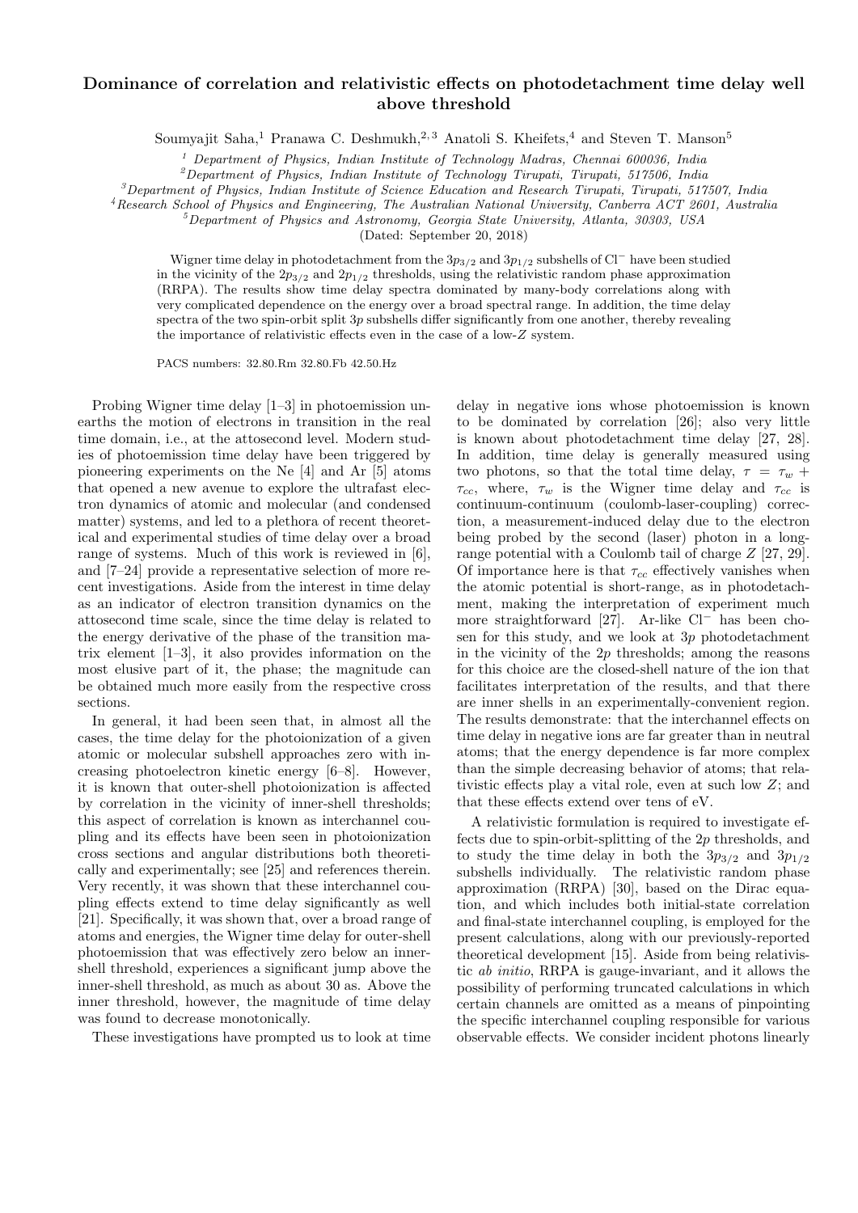# Dominance of correlation and relativistic effects on photodetachment time delay well above threshold

Soumyajit Saha,[1] Pranawa C. Deshmukh,[2,3] Anatoli S. Kheifets,[4] and Steven T. Manson[5]

[1] *Department of Physics, Indian Institute of Technology Madras, Chennai 600036, India*
[2] *Department of Physics, Indian Institute of Technology Tirupati, Tirupati, 517506, India*
[3] *Department of Physics, Indian Institute of Science Education and Research Tirupati, Tirupati, 517507, India*
[4] *Research School of Physics and Engineering, The Australian National University, Canberra ACT 2601, Australia*
[5] *Department of Physics and Astronomy, Georgia State University, Atlanta, 30303, USA*

(Dated: September 20, 2018)

Wigner time delay in photodetachment from the $3p_{3/2}$ and $3p_{1/2}$ subshells of $Cl^-$ have been studied in the vicinity of the $2p_{3/2}$ and $2p_{1/2}$ thresholds, using the relativistic random phase approximation (RRPA). The results show time delay spectra dominated by many-body correlations along with very complicated dependence on the energy over a broad spectral range. In addition, the time delay spectra of the two spin-orbit split $3p$ subshells differ significantly from one another, thereby revealing the importance of relativistic effects even in the case of a low-$Z$ system.

PACS numbers: 32.80.Rm 32.80.Fb 42.50.Hz

Probing Wigner time delay [1–3] in photoemission unearths the motion of electrons in transition in the real time domain, i.e., at the attosecond level. Modern studies of photoemission time delay have been triggered by pioneering experiments on the Ne [4] and Ar [5] atoms that opened a new avenue to explore the ultrafast electron dynamics of atomic and molecular (and condensed matter) systems, and led to a plethora of recent theoretical and experimental studies of time delay over a broad range of systems. Much of this work is reviewed in [6], and [7–24] provide a representative selection of more recent investigations. Aside from the interest in time delay as an indicator of electron transition dynamics on the attosecond time scale, since the time delay is related to the energy derivative of the phase of the transition matrix element [1–3], it also provides information on the most elusive part of it, the phase; the magnitude can be obtained much more easily from the respective cross sections.

In general, it had been seen that, in almost all the cases, the time delay for the photoionization of a given atomic or molecular subshell approaches zero with increasing photoelectron kinetic energy [6–8]. However, it is known that outer-shell photoionization is affected by correlation in the vicinity of inner-shell thresholds; this aspect of correlation is known as interchannel coupling and its effects have been seen in photoionization cross sections and angular distributions both theoretically and experimentally; see [25] and references therein. Very recently, it was shown that these interchannel coupling effects extend to time delay significantly as well [21]. Specifically, it was shown that, over a broad range of atoms and energies, the Wigner time delay for outer-shell photoemission that was effectively zero below an inner-shell threshold, experiences a significant jump above the inner-shell threshold, as much as about 30 as. Above the inner threshold, however, the magnitude of time delay was found to decrease monotonically.

These investigations have prompted us to look at time delay in negative ions whose photoemission is known to be dominated by correlation [26]; also very little is known about photodetachment time delay [27, 28]. In addition, time delay is generally measured using two photons, so that the total time delay, $\tau = \tau_w + \tau_{cc}$, where, $\tau_w$ is the Wigner time delay and $\tau_{cc}$ is continuum-continuum (coulomb-laser-coupling) correction, a measurement-induced delay due to the electron being probed by the second (laser) photon in a long-range potential with a Coulomb tail of charge $Z$ [27, 29]. Of importance here is that $\tau_{cc}$ effectively vanishes when the atomic potential is short-range, as in photodetachment, making the interpretation of experiment much more straightforward [27]. Ar-like $Cl^-$ has been chosen for this study, and we look at $3p$ photodetachment in the vicinity of the $2p$ thresholds; among the reasons for this choice are the closed-shell nature of the ion that facilitates interpretation of the results, and that there are inner shells in an experimentally-convenient region. The results demonstrate: that the interchannel effects on time delay in negative ions are far greater than in neutral atoms; that the energy dependence is far more complex than the simple decreasing behavior of atoms; that relativistic effects play a vital role, even at such low $Z$; and that these effects extend over tens of eV.

A relativistic formulation is required to investigate effects due to spin-orbit-splitting of the $2p$ thresholds, and to study the time delay in both the $3p_{3/2}$ and $3p_{1/2}$ subshells individually. The relativistic random phase approximation (RRPA) [30], based on the Dirac equation, and which includes both initial-state correlation and final-state interchannel coupling, is employed for the present calculations, along with our previously-reported theoretical development [15]. Aside from being relativistic *ab initio*, RRPA is gauge-invariant, and it allows the possibility of performing truncated calculations in which certain channels are omitted as a means of pinpointing the specific interchannel coupling responsible for various observable effects. We consider incident photons linearly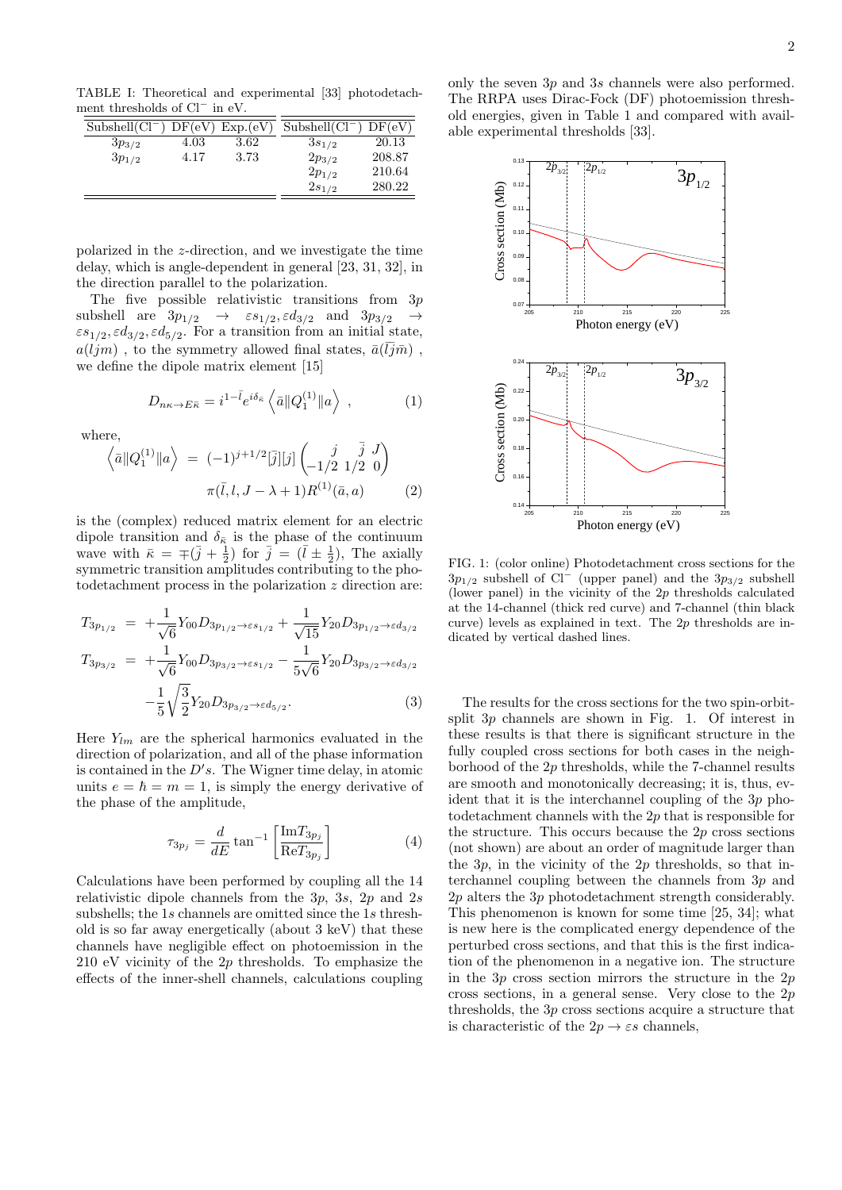TABLE I: Theoretical and experimental [33] photodetachment thresholds of $Cl^-$ in eV.

| Subshell($Cl^-$) | DF(eV) | Exp.(eV) | Subshell($Cl^-$) | DF(eV) |
|---|---|---|---|---|
| $3p_{3/2}$ | 4.03 | 3.62 | $3s_{1/2}$ | 20.13 |
| $3p_{1/2}$ | 4.17 | 3.73 | $2p_{3/2}$ | 208.87 |
| | | | $2p_{1/2}$ | 210.64 |
| | | | $2s_{1/2}$ | 280.22 |

polarized in the $z$-direction, and we investigate the time delay, which is angle-dependent in general [23, 31, 32], in the direction parallel to the polarization.

The five possible relativistic transitions from $3p$ subshell are $3p_{1/2} \rightarrow \varepsilon s_{1/2}, \varepsilon d_{3/2}$ and $3p_{3/2} \rightarrow \varepsilon s_{1/2}, \varepsilon d_{3/2}, \varepsilon d_{5/2}$. For a transition from an initial state, $a(ljm)$ , to the symmetry allowed final states, $\bar{a}(\bar{l}\bar{j}\bar{m})$ , we define the dipole matrix element [15]

$$D_{n\kappa\rightarrow E\bar{\kappa}} = i^{1-\bar{l}} e^{i\delta_{\bar{\kappa}}} \left\langle \bar{a} \| Q_1^{(1)} \| a \right\rangle \ , \tag{1}$$

where,

$$\begin{aligned}\left\langle \bar{a} \| Q_1^{(1)} \| a \right\rangle \ &= \ (-1)^{j+1/2} [\bar{j}][j] \begin{pmatrix} j & \bar{j} & J \\ -1/2 & 1/2 & 0 \end{pmatrix} \\ &\quad \pi(\bar{l}, l, J-\lambda+1) R^{(1)}(\bar{a}, a)\end{aligned} \tag{2}$$

is the (complex) reduced matrix element for an electric dipole transition and $\delta_{\bar{\kappa}}$ is the phase of the continuum wave with $\bar{\kappa} = \mp(\bar{j}+\frac{1}{2})$ for $\bar{j} = (\bar{l} \pm \frac{1}{2})$, The axially symmetric transition amplitudes contributing to the photodetachment process in the polarization $z$ direction are:

$$\begin{aligned}T_{3p_{1/2}} \ &= \ +\frac{1}{\sqrt{6}} Y_{00} D_{3p_{1/2}\rightarrow\varepsilon s_{1/2}} + \frac{1}{\sqrt{15}} Y_{20} D_{3p_{1/2}\rightarrow\varepsilon d_{3/2}} \\ T_{3p_{3/2}} \ &= \ +\frac{1}{\sqrt{6}} Y_{00} D_{3p_{3/2}\rightarrow\varepsilon s_{1/2}} - \frac{1}{5\sqrt{6}} Y_{20} D_{3p_{3/2}\rightarrow\varepsilon d_{3/2}} \\ &\quad -\frac{1}{5}\sqrt{\frac{3}{2}} Y_{20} D_{3p_{3/2}\rightarrow\varepsilon d_{5/2}}.\end{aligned} \tag{3}$$

Here $Y_{lm}$ are the spherical harmonics evaluated in the direction of polarization, and all of the phase information is contained in the $D's$. The Wigner time delay, in atomic units $e = \hbar = m = 1$, is simply the energy derivative of the phase of the amplitude,

$$\tau_{3p_j} = \frac{d}{dE} \tan^{-1}\left[\frac{\mathrm{Im} T_{3p_j}}{\mathrm{Re} T_{3p_j}}\right] \tag{4}$$

Calculations have been performed by coupling all the 14 relativistic dipole channels from the $3p$, $3s$, $2p$ and $2s$ subshells; the $1s$ channels are omitted since the $1s$ threshold is so far away energetically (about 3 keV) that these channels have negligible effect on photoemission in the 210 eV vicinity of the $2p$ thresholds. To emphasize the effects of the inner-shell channels, calculations coupling only the seven $3p$ and $3s$ channels were also performed. The RRPA uses Dirac-Fock (DF) photoemission threshold energies, given in Table 1 and compared with available experimental thresholds [33].

FIG. 1: (color online) Photodetachment cross sections for the $3p_{1/2}$ subshell of $Cl^-$ (upper panel) and the $3p_{3/2}$ subshell (lower panel) in the vicinity of the $2p$ thresholds calculated at the 14-channel (thick red curve) and 7-channel (thin black curve) levels as explained in text. The $2p$ thresholds are indicated by vertical dashed lines.

The results for the cross sections for the two spin-orbit-split $3p$ channels are shown in Fig. 1. Of interest in these results is that there is significant structure in the fully coupled cross sections for both cases in the neighborhood of the $2p$ thresholds, while the 7-channel results are smooth and monotonically decreasing; it is, thus, evident that it is the interchannel coupling of the $3p$ photodetachment channels with the $2p$ that is responsible for the structure. This occurs because the $2p$ cross sections (not shown) are about an order of magnitude larger than the $3p$, in the vicinity of the $2p$ thresholds, so that interchannel coupling between the channels from $3p$ and $2p$ alters the $3p$ photodetachment strength considerably. This phenomenon is known for some time [25, 34]; what is new here is the complicated energy dependence of the perturbed cross sections, and that this is the first indication of the phenomenon in a negative ion. The structure in the $3p$ cross section mirrors the structure in the $2p$ cross sections, in a general sense. Very close to the $2p$ thresholds, the $3p$ cross sections acquire a structure that is characteristic of the $2p \rightarrow \varepsilon s$ channels,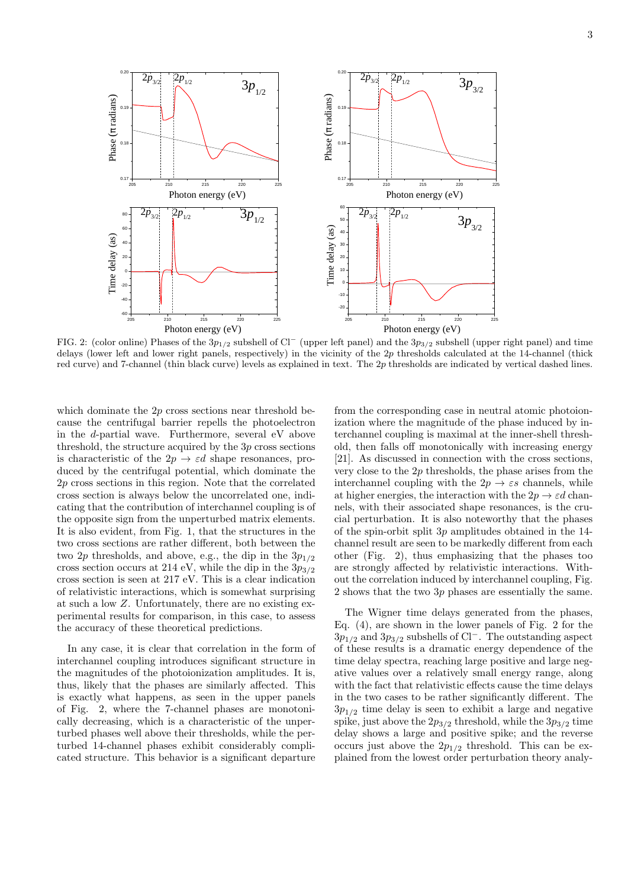FIG. 2: (color online) Phases of the $3p_{1/2}$ subshell of Cl$^-$ (upper left panel) and the $3p_{3/2}$ subshell (upper right panel) and time delays (lower left and lower right panels, respectively) in the vicinity of the $2p$ thresholds calculated at the 14-channel (thick red curve) and 7-channel (thin black curve) levels as explained in text. The $2p$ thresholds are indicated by vertical dashed lines.

which dominate the $2p$ cross sections near threshold because the centrifugal barrier repels the photoelectron in the $d$-partial wave. Furthermore, several eV above threshold, the structure acquired by the $3p$ cross sections is characteristic of the $2p \to \varepsilon d$ shape resonances, produced by the centrifugal potential, which dominate the $2p$ cross sections in this region. Note that the correlated cross section is always below the uncorrelated one, indicating that the contribution of interchannel coupling is of the opposite sign from the unperturbed matrix elements. It is also evident, from Fig. 1, that the structures in the two cross sections are rather different, both between the two $2p$ thresholds, and above, e.g., the dip in the $3p_{1/2}$ cross section occurs at 214 eV, while the dip in the $3p_{3/2}$ cross section is seen at 217 eV. This is a clear indication of relativistic interactions, which is somewhat surprising at such a low $Z$. Unfortunately, there are no existing experimental results for comparison, in this case, to assess the accuracy of these theoretical predictions.

In any case, it is clear that correlation in the form of interchannel coupling introduces significant structure in the magnitudes of the photoionization amplitudes. It is, thus, likely that the phases are similarly affected. This is exactly what happens, as seen in the upper panels of Fig. 2, where the 7-channel phases are monotonically decreasing, which is a characteristic of the unperturbed phases well above their thresholds, while the perturbed 14-channel phases exhibit considerably complicated structure. This behavior is a significant departure from the corresponding case in neutral atomic photoionization where the magnitude of the phase induced by interchannel coupling is maximal at the inner-shell threshold, then falls off monotonically with increasing energy [21]. As discussed in connection with the cross sections, very close to the $2p$ thresholds, the phase arises from the interchannel coupling with the $2p \to \varepsilon s$ channels, while at higher energies, the interaction with the $2p \to \varepsilon d$ channels, with their associated shape resonances, is the crucial perturbation. It is also noteworthy that the phases of the spin-orbit split $3p$ amplitudes obtained in the 14-channel result are seen to be markedly different from each other (Fig. 2), thus emphasizing that the phases too are strongly affected by relativistic interactions. Without the correlation induced by interchannel coupling, Fig. 2 shows that the two $3p$ phases are essentially the same.

The Wigner time delays generated from the phases, Eq. (4), are shown in the lower panels of Fig. 2 for the $3p_{1/2}$ and $3p_{3/2}$ subshells of Cl$^-$. The outstanding aspect of these results is a dramatic energy dependence of the time delay spectra, reaching large positive and large negative values over a relatively small energy range, along with the fact that relativistic effects cause the time delays in the two cases to be rather significantly different. The $3p_{1/2}$ time delay is seen to exhibit a large and negative spike, just above the $2p_{3/2}$ threshold, while the $3p_{3/2}$ time delay shows a large and positive spike; and the reverse occurs just above the $2p_{1/2}$ threshold. This can be explained from the lowest order perturbation theory analy-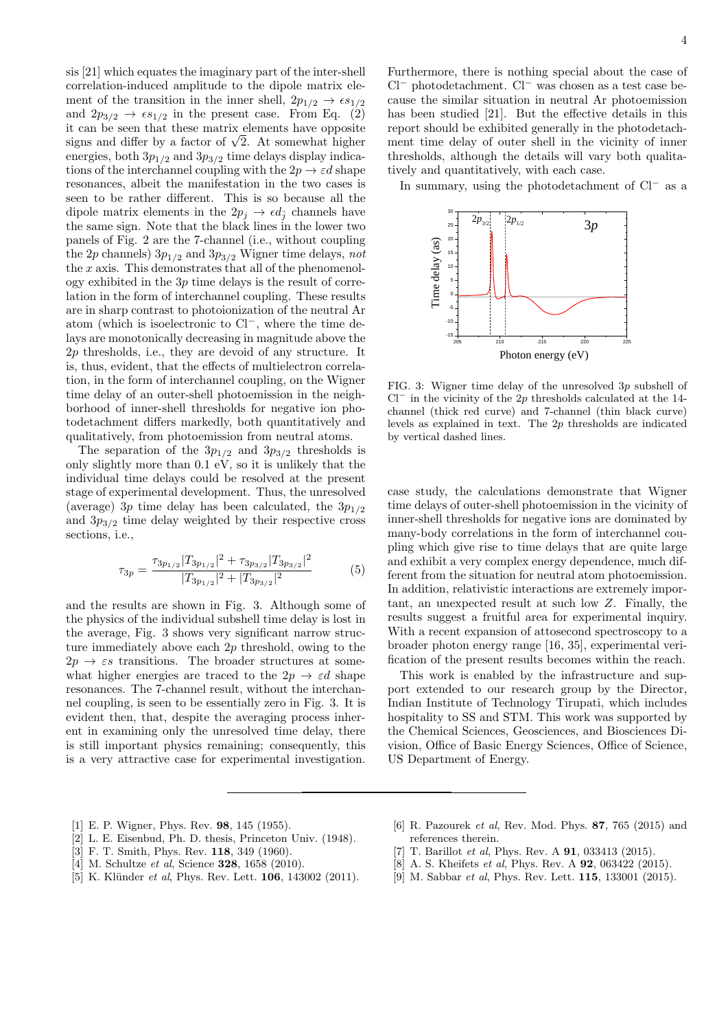sis [21] which equates the imaginary part of the inter-shell correlation-induced amplitude to the dipole matrix element of the transition in the inner shell, $2p_{1/2} \rightarrow \epsilon s_{1/2}$ and $2p_{3/2} \rightarrow \epsilon s_{1/2}$ in the present case. From Eq. (2) it can be seen that these matrix elements have opposite signs and differ by a factor of $\sqrt{2}$. At somewhat higher energies, both $3p_{1/2}$ and $3p_{3/2}$ time delays display indications of the interchannel coupling with the $2p \rightarrow \varepsilon d$ shape resonances, albeit the manifestation in the two cases is seen to be rather different. This is so because all the dipole matrix elements in the $2p_j \rightarrow \epsilon d_{\bar{j}}$ channels have the same sign. Note that the black lines in the lower two panels of Fig. 2 are the 7-channel (i.e., without coupling the $2p$ channels) $3p_{1/2}$ and $3p_{3/2}$ Wigner time delays, *not* the $x$ axis. This demonstrates that all of the phenomenology exhibited in the $3p$ time delays is the result of correlation in the form of interchannel coupling. These results are in sharp contrast to photoionization of the neutral Ar atom (which is isoelectronic to $Cl^-$, where the time delays are monotonically decreasing in magnitude above the $2p$ thresholds, i.e., they are devoid of any structure. It is, thus, evident, that the effects of multielectron correlation, in the form of interchannel coupling, on the Wigner time delay of an outer-shell photoemission in the neighborhood of inner-shell thresholds for negative ion photodetachment differs markedly, both quantitatively and qualitatively, from photoemission from neutral atoms.

The separation of the $3p_{1/2}$ and $3p_{3/2}$ thresholds is only slightly more than 0.1 eV, so it is unlikely that the individual time delays could be resolved at the present stage of experimental development. Thus, the unresolved (average) $3p$ time delay has been calculated, the $3p_{1/2}$ and $3p_{3/2}$ time delay weighted by their respective cross sections, i.e.,

$$\tau_{3p} = \frac{\tau_{3p_{1/2}}|T_{3p_{1/2}}|^2 + \tau_{3p_{3/2}}|T_{3p_{3/2}}|^2}{|T_{3p_{1/2}}|^2 + |T_{3p_{3/2}}|^2} \qquad (5)$$

and the results are shown in Fig. 3. Although some of the physics of the individual subshell time delay is lost in the average, Fig. 3 shows very significant narrow structure immediately above each $2p$ threshold, owing to the $2p \rightarrow \varepsilon s$ transitions. The broader structures at somewhat higher energies are traced to the $2p \rightarrow \varepsilon d$ shape resonances. The 7-channel result, without the interchannel coupling, is seen to be essentially zero in Fig. 3. It is evident then, that, despite the averaging process inherent in examining only the unresolved time delay, there is still important physics remaining; consequently, this is a very attractive case for experimental investigation. Furthermore, there is nothing special about the case of $Cl^-$ photodetachment. $Cl^-$ was chosen as a test case because the similar situation in neutral Ar photoemission has been studied [21]. But the effective details in this report should be exhibited generally in the photodetachment time delay of outer shell in the vicinity of inner thresholds, although the details will vary both qualitatively and quantitatively, with each case.

In summary, using the photodetachment of $Cl^-$ as a case study, the calculations demonstrate that Wigner time delays of outer-shell photoemission in the vicinity of inner-shell thresholds for negative ions are dominated by many-body correlations in the form of interchannel coupling which give rise to time delays that are quite large and exhibit a very complex energy dependence, much different from the situation for neutral atom photoemission. In addition, relativistic interactions are extremely important, an unexpected result at such low $Z$. Finally, the results suggest a fruitful area for experimental inquiry. With a recent expansion of attosecond spectroscopy to a broader photon energy range [16, 35], experimental verification of the present results becomes within the reach.

FIG. 3: Wigner time delay of the unresolved $3p$ subshell of $Cl^-$ in the vicinity of the $2p$ thresholds calculated at the 14-channel (thick red curve) and 7-channel (thin black curve) levels as explained in text. The $2p$ thresholds are indicated by vertical dashed lines.

This work is enabled by the infrastructure and support extended to our research group by the Director, Indian Institute of Technology Tirupati, which includes hospitality to SS and STM. This work was supported by the Chemical Sciences, Geosciences, and Biosciences Division, Office of Basic Energy Sciences, Office of Science, US Department of Energy.

---

[1] E. P. Wigner, Phys. Rev. **98**, 145 (1955).

[2] L. E. Eisenbud, Ph. D. thesis, Princeton Univ. (1948).

[3] F. T. Smith, Phys. Rev. **118**, 349 (1960).

[4] M. Schultze *et al*, Science **328**, 1658 (2010).

[5] K. Klünder *et al*, Phys. Rev. Lett. **106**, 143002 (2011).

[6] R. Pazourek *et al*, Rev. Mod. Phys. **87**, 765 (2015) and references therein.

[7] T. Barillot *et al*, Phys. Rev. A **91**, 033413 (2015).

[8] A. S. Kheifets *et al*, Phys. Rev. A **92**, 063422 (2015).

[9] M. Sabbar *et al*, Phys. Rev. Lett. **115**, 133001 (2015).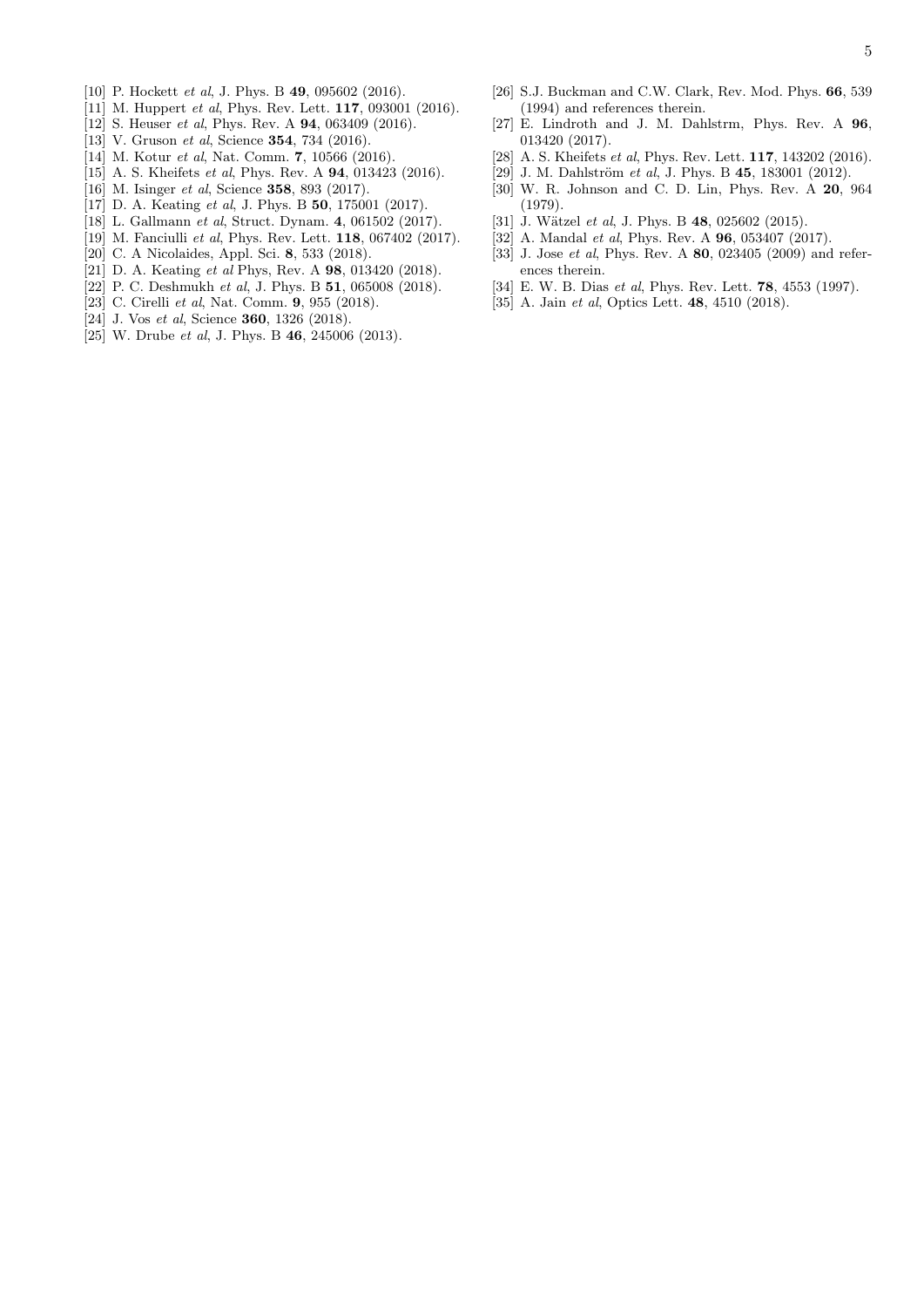[10] P. Hockett *et al*, J. Phys. B **49**, 095602 (2016).

[11] M. Huppert *et al*, Phys. Rev. Lett. **117**, 093001 (2016).

[12] S. Heuser *et al*, Phys. Rev. A **94**, 063409 (2016).

[13] V. Gruson *et al*, Science **354**, 734 (2016).

[14] M. Kotur *et al*, Nat. Comm. **7**, 10566 (2016).

[15] A. S. Kheifets *et al*, Phys. Rev. A **94**, 013423 (2016).

[16] M. Isinger *et al*, Science **358**, 893 (2017).

[17] D. A. Keating *et al*, J. Phys. B **50**, 175001 (2017).

[18] L. Gallmann *et al*, Struct. Dynam. **4**, 061502 (2017).

[19] M. Fanciulli *et al*, Phys. Rev. Lett. **118**, 067402 (2017).

[20] C. A Nicolaides, Appl. Sci. **8**, 533 (2018).

[21] D. A. Keating *et al* Phys, Rev. A **98**, 013420 (2018).

[22] P. C. Deshmukh *et al*, J. Phys. B **51**, 065008 (2018).

[23] C. Cirelli *et al*, Nat. Comm. **9**, 955 (2018).

[24] J. Vos *et al*, Science **360**, 1326 (2018).

[25] W. Drube *et al*, J. Phys. B **46**, 245006 (2013).

[26] S.J. Buckman and C.W. Clark, Rev. Mod. Phys. **66**, 539 (1994) and references therein.

[27] E. Lindroth and J. M. Dahlstrm, Phys. Rev. A **96**, 013420 (2017).

[28] A. S. Kheifets *et al*, Phys. Rev. Lett. **117**, 143202 (2016).

[29] J. M. Dahlström *et al*, J. Phys. B **45**, 183001 (2012).

[30] W. R. Johnson and C. D. Lin, Phys. Rev. A **20**, 964 (1979).

[31] J. Wätzel *et al*, J. Phys. B **48**, 025602 (2015).

[32] A. Mandal *et al*, Phys. Rev. A **96**, 053407 (2017).

[33] J. Jose *et al*, Phys. Rev. A **80**, 023405 (2009) and references therein.

[34] E. W. B. Dias *et al*, Phys. Rev. Lett. **78**, 4553 (1997).

[35] A. Jain *et al*, Optics Lett. **48**, 4510 (2018).